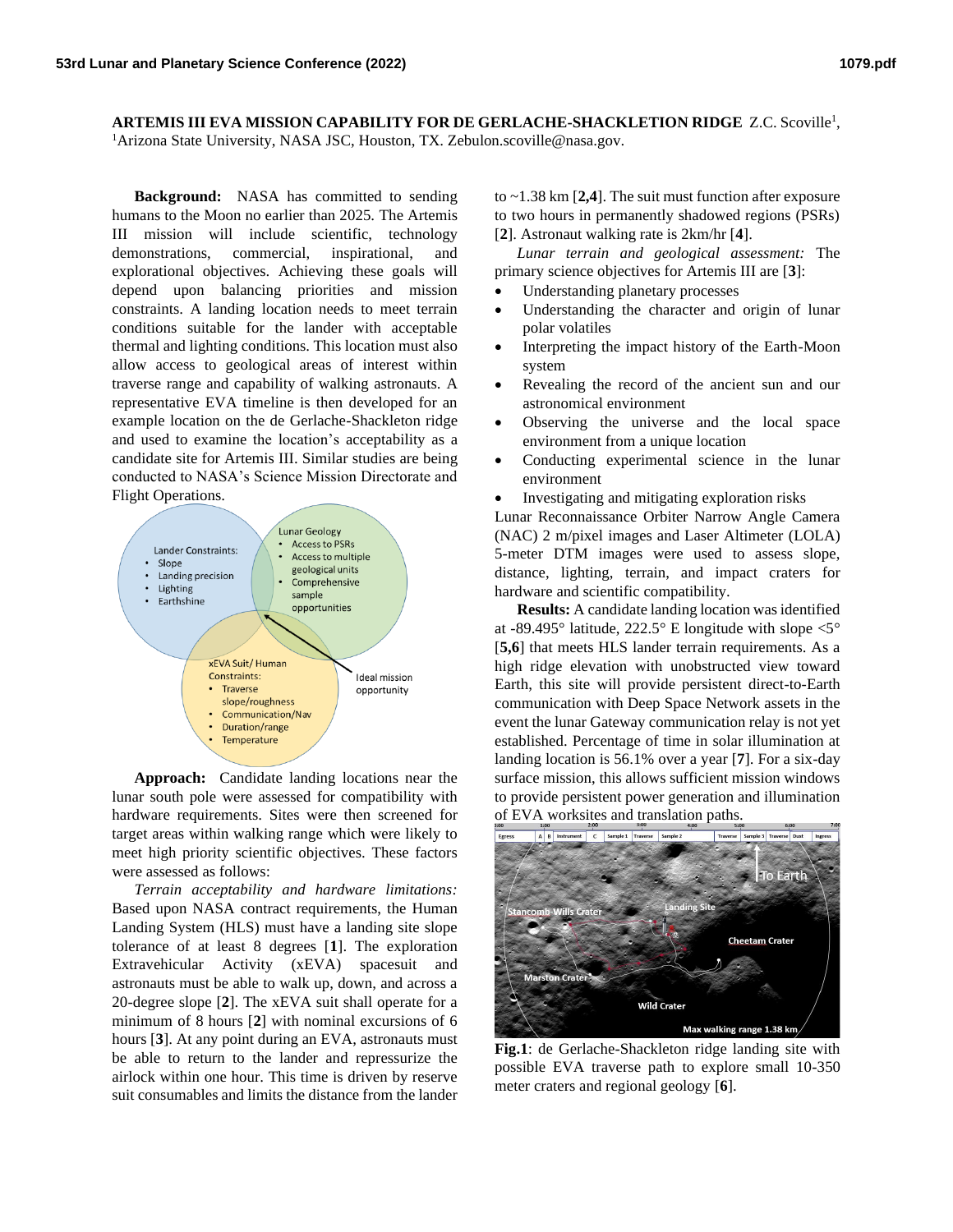**ARTEMIS III EVA MISSION CAPABILITY FOR DE GERLACHE-SHACKLETION RIDGE** Z.C. Scoville[1], [1]Arizona State University, NASA JSC, Houston, TX. Zebulon.scoville@nasa.gov.

**Background:** NASA has committed to sending humans to the Moon no earlier than 2025. The Artemis III mission will include scientific, technology demonstrations, commercial, inspirational, and explorational objectives. Achieving these goals will depend upon balancing priorities and mission constraints. A landing location needs to meet terrain conditions suitable for the lander with acceptable thermal and lighting conditions. This location must also allow access to geological areas of interest within traverse range and capability of walking astronauts. A representative EVA timeline is then developed for an example location on the de Gerlache-Shackleton ridge and used to examine the location's acceptability as a candidate site for Artemis III. Similar studies are being conducted to NASA's Science Mission Directorate and Flight Operations.

**Approach:** Candidate landing locations near the lunar south pole were assessed for compatibility with hardware requirements. Sites were then screened for target areas within walking range which were likely to meet high priority scientific objectives. These factors were assessed as follows:

*Terrain acceptability and hardware limitations:* Based upon NASA contract requirements, the Human Landing System (HLS) must have a landing site slope tolerance of at least 8 degrees [**1**]. The exploration Extravehicular Activity (xEVA) spacesuit and astronauts must be able to walk up, down, and across a 20-degree slope [**2**]. The xEVA suit shall operate for a minimum of 8 hours [**2**] with nominal excursions of 6 hours [**3**]. At any point during an EVA, astronauts must be able to return to the lander and repressurize the airlock within one hour. This time is driven by reserve suit consumables and limits the distance from the lander to ~1.38 km [**2,4**]. The suit must function after exposure to two hours in permanently shadowed regions (PSRs) [**2**]. Astronaut walking rate is 2km/hr [**4**].

*Lunar terrain and geological assessment:* The primary science objectives for Artemis III are [**3**]:

- Understanding planetary processes
- Understanding the character and origin of lunar polar volatiles
- Interpreting the impact history of the Earth-Moon system
- Revealing the record of the ancient sun and our astronomical environment
- Observing the universe and the local space environment from a unique location
- Conducting experimental science in the lunar environment
- Investigating and mitigating exploration risks

Lunar Reconnaissance Orbiter Narrow Angle Camera (NAC) 2 m/pixel images and Laser Altimeter (LOLA) 5-meter DTM images were used to assess slope, distance, lighting, terrain, and impact craters for hardware and scientific compatibility.

**Results:** A candidate landing location was identified at -89.495° latitude, 222.5° E longitude with slope <5° [**5,6**] that meets HLS lander terrain requirements. As a high ridge elevation with unobstructed view toward Earth, this site will provide persistent direct-to-Earth communication with Deep Space Network assets in the event the lunar Gateway communication relay is not yet established. Percentage of time in solar illumination at landing location is 56.1% over a year [**7**]. For a six-day surface mission, this allows sufficient mission windows to provide persistent power generation and illumination of EVA worksites and translation paths.

**Fig.1**: de Gerlache-Shackleton ridge landing site with possible EVA traverse path to explore small 10-350 meter craters and regional geology [**6**].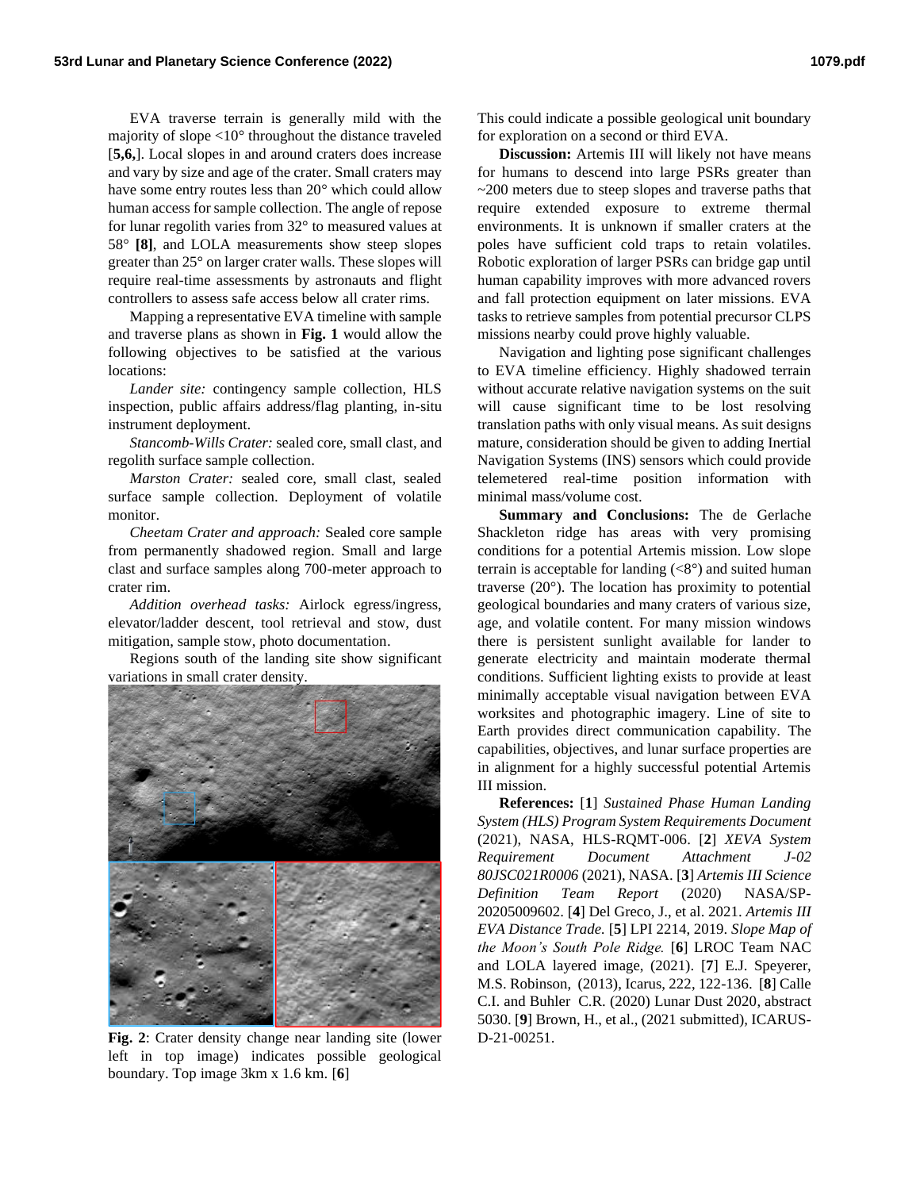EVA traverse terrain is generally mild with the majority of slope <10° throughout the distance traveled [**5,6,**]. Local slopes in and around craters does increase and vary by size and age of the crater. Small craters may have some entry routes less than 20° which could allow human access for sample collection. The angle of repose for lunar regolith varies from 32° to measured values at 58° **[8]**, and LOLA measurements show steep slopes greater than 25° on larger crater walls. These slopes will require real-time assessments by astronauts and flight controllers to assess safe access below all crater rims.

Mapping a representative EVA timeline with sample and traverse plans as shown in **Fig. 1** would allow the following objectives to be satisfied at the various locations:

*Lander site:* contingency sample collection, HLS inspection, public affairs address/flag planting, in-situ instrument deployment.

*Stancomb-Wills Crater:* sealed core, small clast, and regolith surface sample collection.

*Marston Crater:* sealed core, small clast, sealed surface sample collection. Deployment of volatile monitor.

*Cheetam Crater and approach:* Sealed core sample from permanently shadowed region. Small and large clast and surface samples along 700-meter approach to crater rim.

*Addition overhead tasks:* Airlock egress/ingress, elevator/ladder descent, tool retrieval and stow, dust mitigation, sample stow, photo documentation.

Regions south of the landing site show significant variations in small crater density.

**Fig. 2**: Crater density change near landing site (lower left in top image) indicates possible geological boundary. Top image 3km x 1.6 km. [**6**]

This could indicate a possible geological unit boundary for exploration on a second or third EVA.

**Discussion:** Artemis III will likely not have means for humans to descend into large PSRs greater than ~200 meters due to steep slopes and traverse paths that require extended exposure to extreme thermal environments. It is unknown if smaller craters at the poles have sufficient cold traps to retain volatiles. Robotic exploration of larger PSRs can bridge gap until human capability improves with more advanced rovers and fall protection equipment on later missions. EVA tasks to retrieve samples from potential precursor CLPS missions nearby could prove highly valuable.

Navigation and lighting pose significant challenges to EVA timeline efficiency. Highly shadowed terrain without accurate relative navigation systems on the suit will cause significant time to be lost resolving translation paths with only visual means. As suit designs mature, consideration should be given to adding Inertial Navigation Systems (INS) sensors which could provide telemetered real-time position information with minimal mass/volume cost.

**Summary and Conclusions:** The de Gerlache Shackleton ridge has areas with very promising conditions for a potential Artemis mission. Low slope terrain is acceptable for landing (<8°) and suited human traverse (20°). The location has proximity to potential geological boundaries and many craters of various size, age, and volatile content. For many mission windows there is persistent sunlight available for lander to generate electricity and maintain moderate thermal conditions. Sufficient lighting exists to provide at least minimally acceptable visual navigation between EVA worksites and photographic imagery. Line of site to Earth provides direct communication capability. The capabilities, objectives, and lunar surface properties are in alignment for a highly successful potential Artemis III mission.

**References:** [**1**] *Sustained Phase Human Landing System (HLS) Program System Requirements Document* (2021), NASA, HLS-RQMT-006. [**2**] *XEVA System Requirement Document Attachment J-02 80JSC021R0006* (2021), NASA. [**3**] *Artemis III Science Definition Team Report* (2020) NASA/SP-20205009602. [**4**] Del Greco, J., et al. 2021. *Artemis III EVA Distance Trade.* [**5**] LPI 2214, 2019. *Slope Map of the Moon's South Pole Ridge.* [**6**] LROC Team NAC and LOLA layered image, (2021). [**7**] E.J. Speyerer, M.S. Robinson, (2013), Icarus, 222, 122-136. [**8**] Calle C.I. and Buhler C.R. (2020) Lunar Dust 2020, abstract 5030. [**9**] Brown, H., et al., (2021 submitted), ICARUS-D-21-00251.